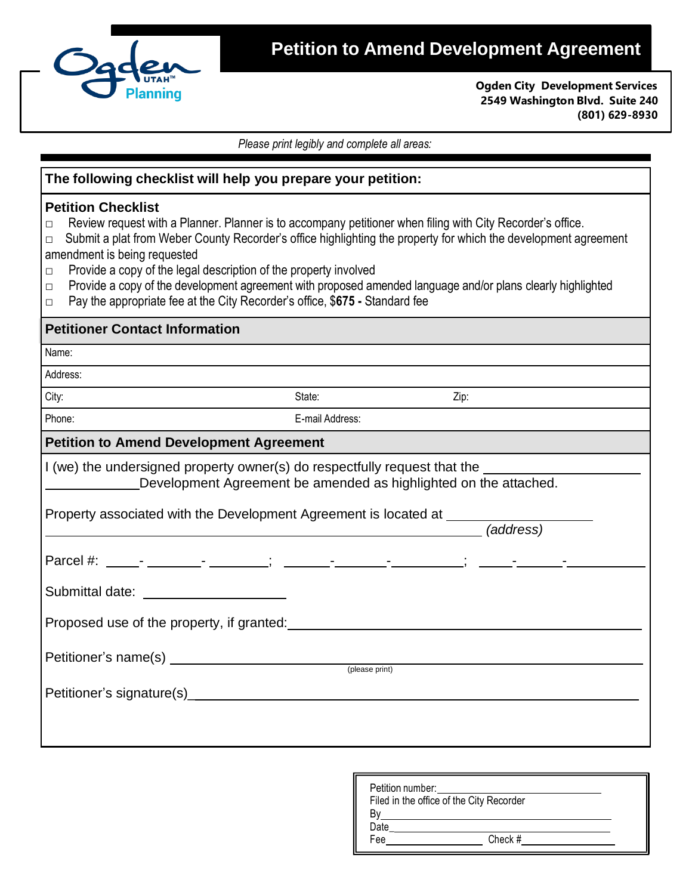Ogden UTAH™ Planning

# Petition to Amend Development Agreement

**Ogden City Development Services**
**2549 Washington Blvd. Suite 240**
**(801) 629-8930**

*Please print legibly and complete all areas:*

**The following checklist will help you prepare your petition:**

### Petition Checklist

- □ Review request with a Planner. Planner is to accompany petitioner when filing with City Recorder's office.
- □ Submit a plat from Weber County Recorder's office highlighting the property for which the development agreement amendment is being requested
- □ Provide a copy of the legal description of the property involved
- □ Provide a copy of the development agreement with proposed amended language and/or plans clearly highlighted
- □ Pay the appropriate fee at the City Recorder's office, $**675 -** Standard fee

### Petitioner Contact Information

| | | |
|---|---|---|
| Name: | | |
| Address: | | |
| City: | State: | Zip: |
| Phone: | E-mail Address: | |

### Petition to Amend Development Agreement

I (we) the undersigned property owner(s) do respectfully request that the ____________________ ____________Development Agreement be amended as highlighted on the attached.

Property associated with the Development Agreement is located at ____________________ ____________________ *(address)*

Parcel #: ____-_______-_______; ______-_______-_________; _____-______-__________

Submittal date: ____________________

Proposed use of the property, if granted:____________________

Petitioner's name(s) ____________________
(please print)

Petitioner's signature(s)____________________

Petition number:____________________
Filed in the office of the City Recorder
By____________________
Date____________________
Fee________________ Check #________________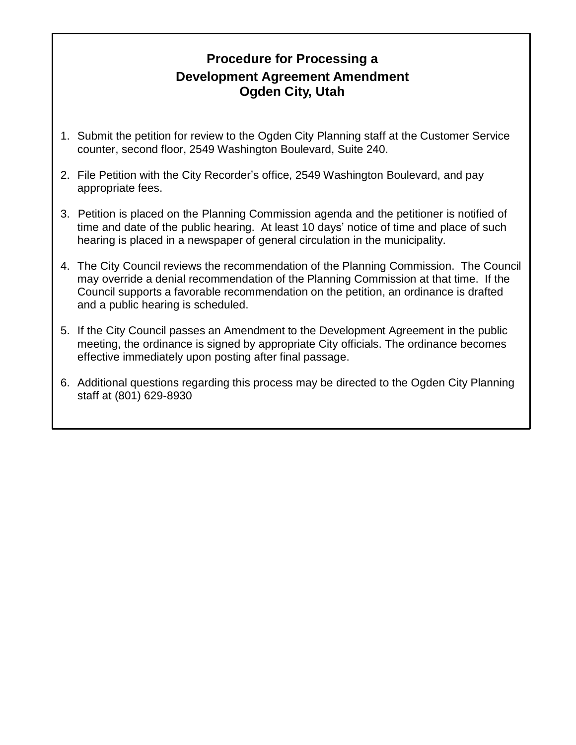# Procedure for Processing a Development Agreement Amendment Ogden City, Utah

1. Submit the petition for review to the Ogden City Planning staff at the Customer Service counter, second floor, 2549 Washington Boulevard, Suite 240.
2. File Petition with the City Recorder's office, 2549 Washington Boulevard, and pay appropriate fees.
3. Petition is placed on the Planning Commission agenda and the petitioner is notified of time and date of the public hearing. At least 10 days' notice of time and place of such hearing is placed in a newspaper of general circulation in the municipality.
4. The City Council reviews the recommendation of the Planning Commission. The Council may override a denial recommendation of the Planning Commission at that time. If the Council supports a favorable recommendation on the petition, an ordinance is drafted and a public hearing is scheduled.
5. If the City Council passes an Amendment to the Development Agreement in the public meeting, the ordinance is signed by appropriate City officials. The ordinance becomes effective immediately upon posting after final passage.
6. Additional questions regarding this process may be directed to the Ogden City Planning staff at (801) 629-8930